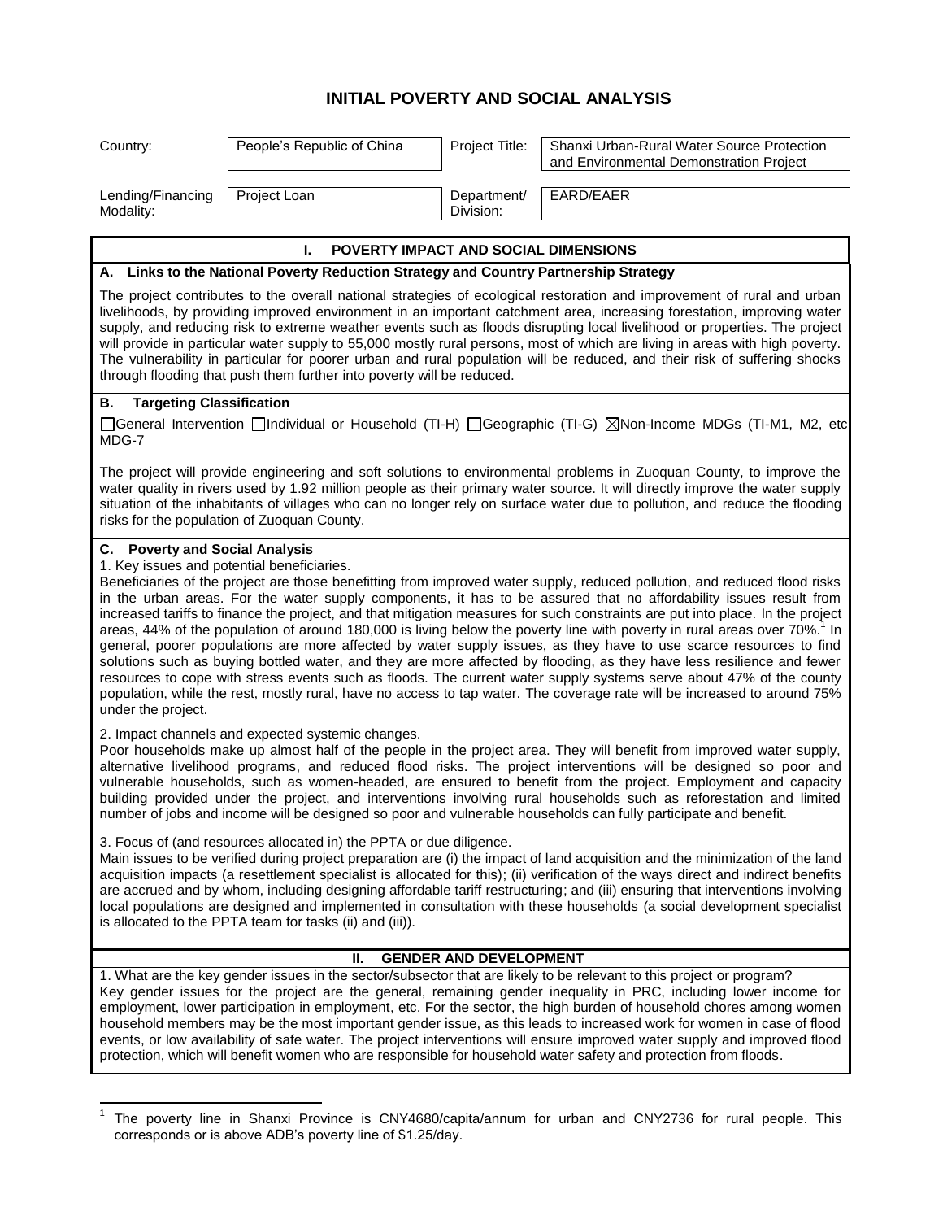# INITIAL POVERTY AND SOCIAL ANALYSIS

| Country: | People's Republic of China | Project Title: | Shanxi Urban-Rural Water Source Protection and Environmental Demonstration Project |
|---|---|---|---|
| Lending/Financing Modality: | Project Loan | Department/ Division: | EARD/EAER |

## I. POVERTY IMPACT AND SOCIAL DIMENSIONS

### A. Links to the National Poverty Reduction Strategy and Country Partnership Strategy

The project contributes to the overall national strategies of ecological restoration and improvement of rural and urban livelihoods, by providing improved environment in an important catchment area, increasing forestation, improving water supply, and reducing risk to extreme weather events such as floods disrupting local livelihood or properties. The project will provide in particular water supply to 55,000 mostly rural persons, most of which are living in areas with high poverty. The vulnerability in particular for poorer urban and rural population will be reduced, and their risk of suffering shocks through flooding that push them further into poverty will be reduced.

### B. Targeting Classification

☐General Intervention ☐Individual or Household (TI-H) ☐Geographic (TI-G) ☒Non-Income MDGs (TI-M1, M2, etc MDG-7

The project will provide engineering and soft solutions to environmental problems in Zuoquan County, to improve the water quality in rivers used by 1.92 million people as their primary water source. It will directly improve the water supply situation of the inhabitants of villages who can no longer rely on surface water due to pollution, and reduce the flooding risks for the population of Zuoquan County.

### C. Poverty and Social Analysis

1. Key issues and potential beneficiaries.

Beneficiaries of the project are those benefitting from improved water supply, reduced pollution, and reduced flood risks in the urban areas. For the water supply components, it has to be assured that no affordability issues result from increased tariffs to finance the project, and that mitigation measures for such constraints are put into place. In the project areas, 44% of the population of around 180,000 is living below the poverty line with poverty in rural areas over 70%.[1] In general, poorer populations are more affected by water supply issues, as they have to use scarce resources to find solutions such as buying bottled water, and they are more affected by flooding, as they have less resilience and fewer resources to cope with stress events such as floods. The current water supply systems serve about 47% of the county population, while the rest, mostly rural, have no access to tap water. The coverage rate will be increased to around 75% under the project.

2. Impact channels and expected systemic changes.

Poor households make up almost half of the people in the project area. They will benefit from improved water supply, alternative livelihood programs, and reduced flood risks. The project interventions will be designed so poor and vulnerable households, such as women-headed, are ensured to benefit from the project. Employment and capacity building provided under the project, and interventions involving rural households such as reforestation and limited number of jobs and income will be designed so poor and vulnerable households can fully participate and benefit.

3. Focus of (and resources allocated in) the PPTA or due diligence.

Main issues to be verified during project preparation are (i) the impact of land acquisition and the minimization of the land acquisition impacts (a resettlement specialist is allocated for this); (ii) verification of the ways direct and indirect benefits are accrued and by whom, including designing affordable tariff restructuring; and (iii) ensuring that interventions involving local populations are designed and implemented in consultation with these households (a social development specialist is allocated to the PPTA team for tasks (ii) and (iii)).

## II. GENDER AND DEVELOPMENT

1. What are the key gender issues in the sector/subsector that are likely to be relevant to this project or program?

Key gender issues for the project are the general, remaining gender inequality in PRC, including lower income for employment, lower participation in employment, etc. For the sector, the high burden of household chores among women household members may be the most important gender issue, as this leads to increased work for women in case of flood events, or low availability of safe water. The project interventions will ensure improved water supply and improved flood protection, which will benefit women who are responsible for household water safety and protection from floods.

---

[1] The poverty line in Shanxi Province is CNY4680/capita/annum for urban and CNY2736 for rural people. This corresponds or is above ADB's poverty line of $1.25/day.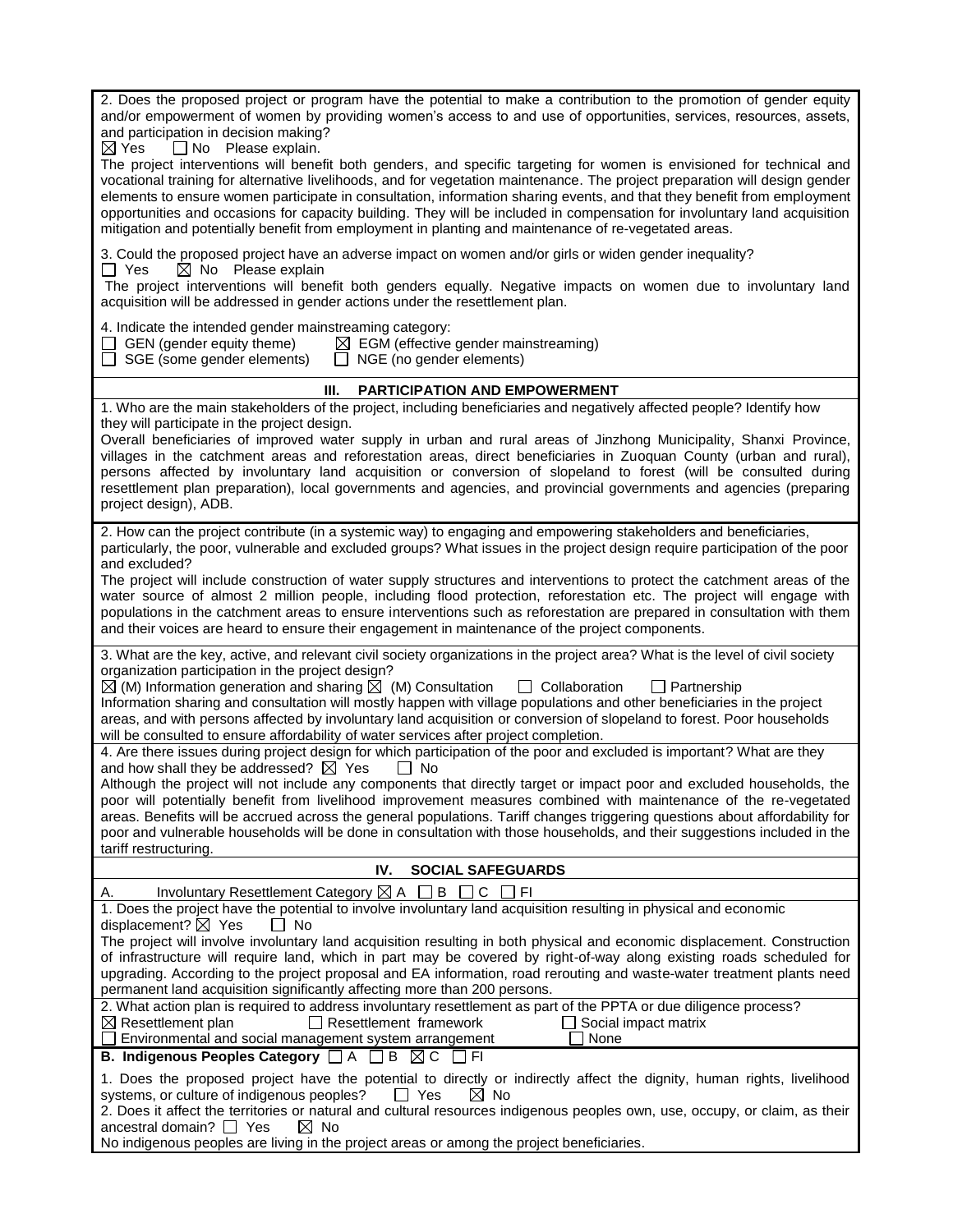2. Does the proposed project or program have the potential to make a contribution to the promotion of gender equity and/or empowerment of women by providing women's access to and use of opportunities, services, resources, assets, and participation in decision making?

☒ Yes ☐ No Please explain.

The project interventions will benefit both genders, and specific targeting for women is envisioned for technical and vocational training for alternative livelihoods, and for vegetation maintenance. The project preparation will design gender elements to ensure women participate in consultation, information sharing events, and that they benefit from employment opportunities and occasions for capacity building. They will be included in compensation for involuntary land acquisition mitigation and potentially benefit from employment in planting and maintenance of re-vegetated areas.

3. Could the proposed project have an adverse impact on women and/or girls or widen gender inequality?

☐ Yes ☒ No Please explain

The project interventions will benefit both genders equally. Negative impacts on women due to involuntary land acquisition will be addressed in gender actions under the resettlement plan.

4. Indicate the intended gender mainstreaming category:

☐ GEN (gender equity theme) ☒ EGM (effective gender mainstreaming)
☐ SGE (some gender elements) ☐ NGE (no gender elements)

## III. PARTICIPATION AND EMPOWERMENT

1. Who are the main stakeholders of the project, including beneficiaries and negatively affected people? Identify how they will participate in the project design.

Overall beneficiaries of improved water supply in urban and rural areas of Jinzhong Municipality, Shanxi Province, villages in the catchment areas and reforestation areas, direct beneficiaries in Zuoquan County (urban and rural), persons affected by involuntary land acquisition or conversion of slopeland to forest (will be consulted during resettlement plan preparation), local governments and agencies, and provincial governments and agencies (preparing project design), ADB.

2. How can the project contribute (in a systemic way) to engaging and empowering stakeholders and beneficiaries, particularly, the poor, vulnerable and excluded groups? What issues in the project design require participation of the poor and excluded?

The project will include construction of water supply structures and interventions to protect the catchment areas of the water source of almost 2 million people, including flood protection, reforestation etc. The project will engage with populations in the catchment areas to ensure interventions such as reforestation are prepared in consultation with them and their voices are heard to ensure their engagement in maintenance of the project components.

3. What are the key, active, and relevant civil society organizations in the project area? What is the level of civil society organization participation in the project design?

☒ (M) Information generation and sharing ☒ (M) Consultation ☐ Collaboration ☐ Partnership

Information sharing and consultation will mostly happen with village populations and other beneficiaries in the project areas, and with persons affected by involuntary land acquisition or conversion of slopeland to forest. Poor households will be consulted to ensure affordability of water services after project completion.

4. Are there issues during project design for which participation of the poor and excluded is important? What are they and how shall they be addressed? ☒ Yes ☐ No

Although the project will not include any components that directly target or impact poor and excluded households, the poor will potentially benefit from livelihood improvement measures combined with maintenance of the re-vegetated areas. Benefits will be accrued across the general populations. Tariff changes triggering questions about affordability for poor and vulnerable households will be done in consultation with those households, and their suggestions included in the tariff restructuring.

## IV. SOCIAL SAFEGUARDS

A. Involuntary Resettlement Category ☒ A ☐ B ☐ C ☐ FI

1. Does the project have the potential to involve involuntary land acquisition resulting in physical and economic displacement? ☒ Yes ☐ No

The project will involve involuntary land acquisition resulting in both physical and economic displacement. Construction of infrastructure will require land, which in part may be covered by right-of-way along existing roads scheduled for upgrading. According to the project proposal and EA information, road rerouting and waste-water treatment plants need permanent land acquisition significantly affecting more than 200 persons.

2. What action plan is required to address involuntary resettlement as part of the PPTA or due diligence process?

☒ Resettlement plan ☐ Resettlement framework ☐ Social impact matrix
☐ Environmental and social management system arrangement ☐ None

**B. Indigenous Peoples Category** ☐ A ☐ B ☒ C ☐ FI

1. Does the proposed project have the potential to directly or indirectly affect the dignity, human rights, livelihood systems, or culture of indigenous peoples? ☐ Yes ☒ No

2. Does it affect the territories or natural and cultural resources indigenous peoples own, use, occupy, or claim, as their ancestral domain? ☐ Yes ☒ No

No indigenous peoples are living in the project areas or among the project beneficiaries.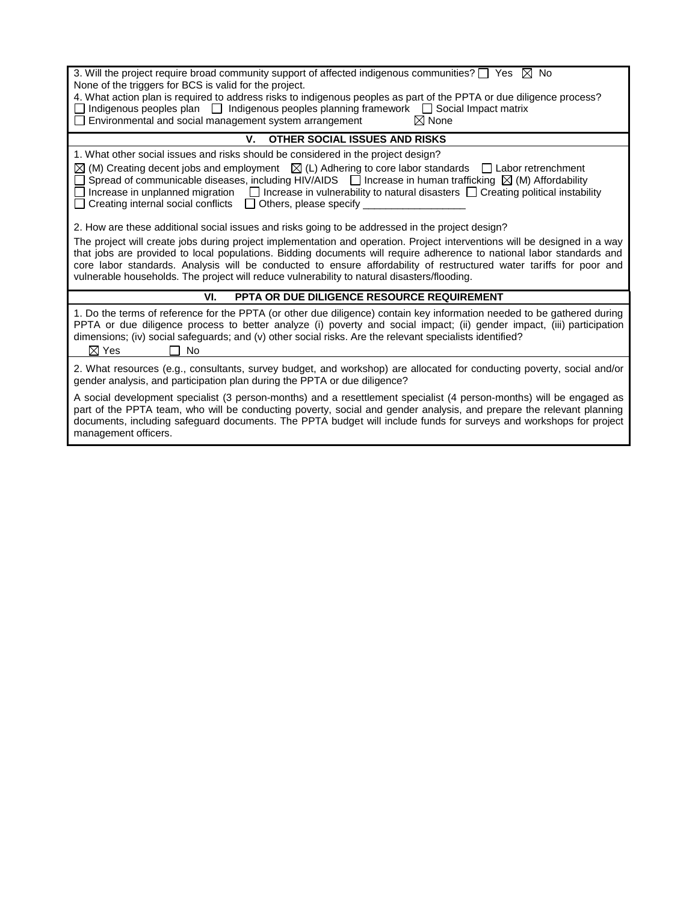3. Will the project require broad community support of affected indigenous communities? ☐ Yes ☒ No

None of the triggers for BCS is valid for the project.

4. What action plan is required to address risks to indigenous peoples as part of the PPTA or due diligence process?

☐ Indigenous peoples plan ☐ Indigenous peoples planning framework ☐ Social Impact matrix
☐ Environmental and social management system arrangement ☒ None

## V. OTHER SOCIAL ISSUES AND RISKS

1. What other social issues and risks should be considered in the project design?

☒ (M) Creating decent jobs and employment ☒ (L) Adhering to core labor standards ☐ Labor retrenchment
☐ Spread of communicable diseases, including HIV/AIDS ☐ Increase in human trafficking ☒ (M) Affordability
☐ Increase in unplanned migration ☐ Increase in vulnerability to natural disasters ☐ Creating political instability
☐ Creating internal social conflicts ☐ Others, please specify _________________

2. How are these additional social issues and risks going to be addressed in the project design?

The project will create jobs during project implementation and operation. Project interventions will be designed in a way that jobs are provided to local populations. Bidding documents will require adherence to national labor standards and core labor standards. Analysis will be conducted to ensure affordability of restructured water tariffs for poor and vulnerable households. The project will reduce vulnerability to natural disasters/flooding.

## VI. PPTA OR DUE DILIGENCE RESOURCE REQUIREMENT

1. Do the terms of reference for the PPTA (or other due diligence) contain key information needed to be gathered during PPTA or due diligence process to better analyze (i) poverty and social impact; (ii) gender impact, (iii) participation dimensions; (iv) social safeguards; and (v) other social risks. Are the relevant specialists identified?

☒ Yes ☐ No

2. What resources (e.g., consultants, survey budget, and workshop) are allocated for conducting poverty, social and/or gender analysis, and participation plan during the PPTA or due diligence?

A social development specialist (3 person-months) and a resettlement specialist (4 person-months) will be engaged as part of the PPTA team, who will be conducting poverty, social and gender analysis, and prepare the relevant planning documents, including safeguard documents. The PPTA budget will include funds for surveys and workshops for project management officers.